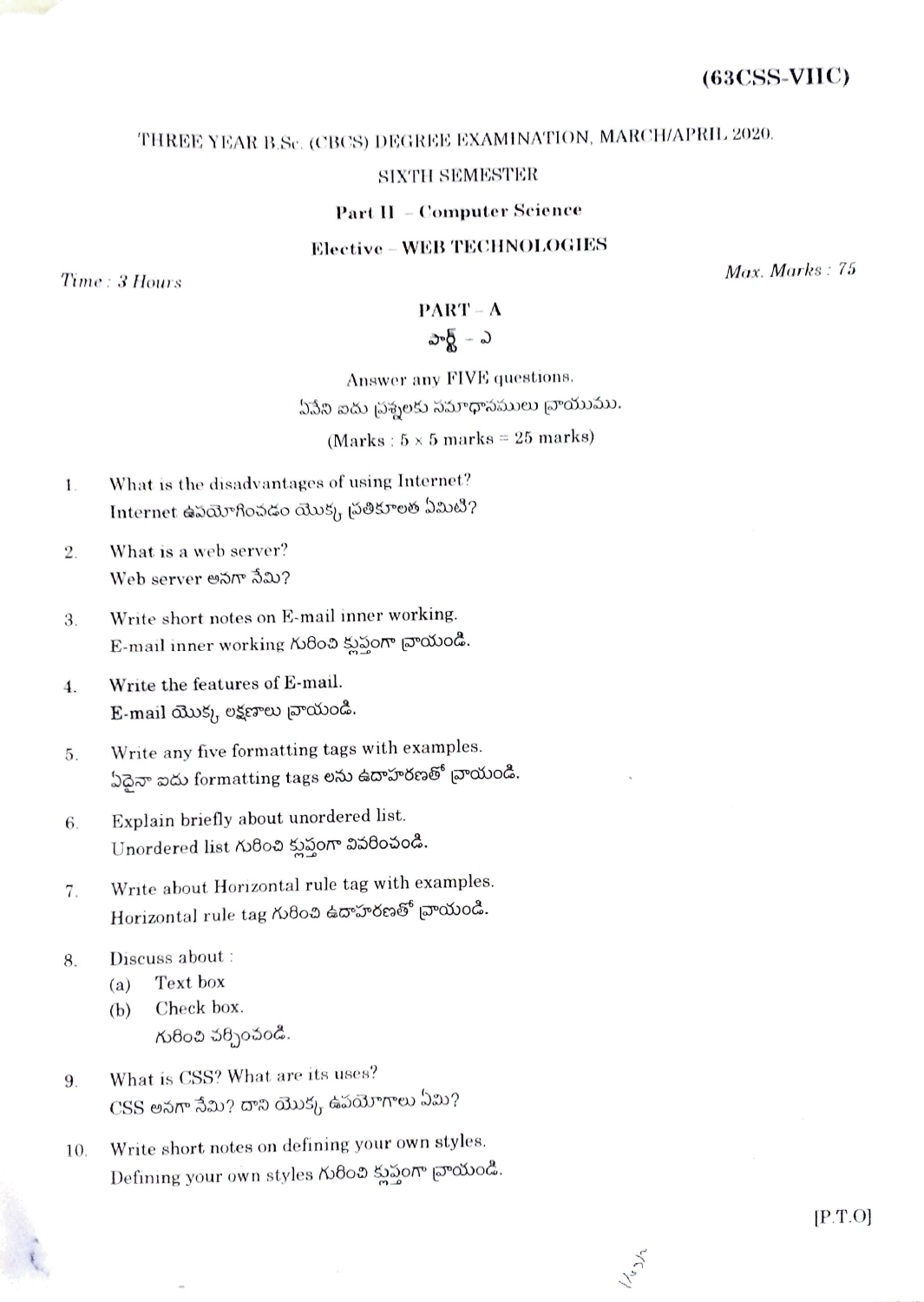**(63CSS-VIIC)**

THREE YEAR B.Sc. (CBCS) DEGREE EXAMINATION, MARCH/APRIL 2020.

SIXTH SEMESTER

**Part II – Computer Science**

**Elective – WEB TECHNOLOGIES**

*Time : 3 Hours* | *Max. Marks : 75*

## PART – A

## పార్ట్ – ఎ

Answer any FIVE questions.

ఏవేని ఐదు ప్రశ్నలకు సమాధానములు వ్రాయుము.

(Marks : 5 × 5 marks = 25 marks)

1. What is the disadvantages of using Internet?
   Internet ఉపయోగించడం యొక్క ప్రతికూలత ఏమిటి?

2. What is a web server?
   Web server అనగా నేమి?

3. Write short notes on E-mail inner working.
   E-mail inner working గురించి క్లుప్తంగా వ్రాయండి.

4. Write the features of E-mail.
   E-mail యొక్క లక్షణాలు వ్రాయండి.

5. Write any five formatting tags with examples.
   ఏదైనా ఐదు formatting tags లను ఉదాహరణతో వ్రాయండి.

6. Explain briefly about unordered list.
   Unordered list గురించి క్లుప్తంగా వివరించండి.

7. Write about Horizontal rule tag with examples.
   Horizontal rule tag గురించి ఉదాహరణతో వ్రాయండి.

8. Discuss about :
   (a) Text box
   (b) Check box.
   గురించి చర్చించండి.

9. What is CSS? What are its uses?
   CSS అనగా నేమి? దాని యొక్క ఉపయోగాలు ఏమి?

10. Write short notes on defining your own styles.
    Defining your own styles గురించి క్లుప్తంగా వ్రాయండి.

[P.T.O]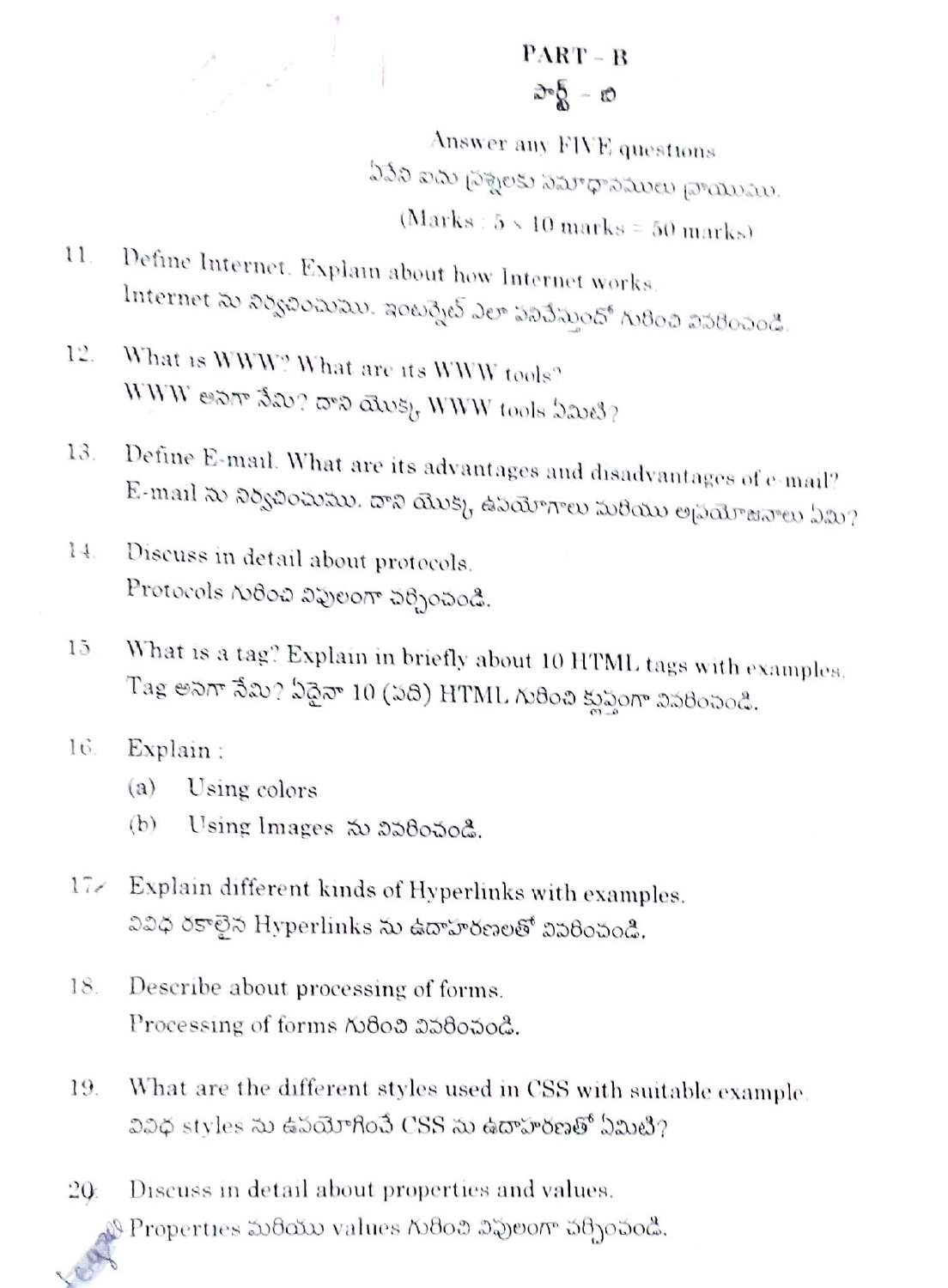# PART - B

## పార్ట్ - బి

Answer any FIVE questions

ఏవేని ఐదు ప్రశ్నలకు సమాధానములు వ్రాయుము.

(Marks : 5 × 10 marks = 50 marks)

11. Define Internet. Explain about how Internet works.
    Internet ను నిర్వచించుము. ఇంటర్నెట్ ఎలా పనిచేస్తుందో గురించి వివరించండి.

12. What is WWW? What are its WWW tools?
    WWW అనగా నేమి? దాని యొక్క WWW tools ఏమిటి?

13. Define E-mail. What are its advantages and disadvantages of e-mail?
    E-mail ను నిర్వచించుము. దాని యొక్క ఉపయోగాలు మరియు అప్రయోజనాలు ఏమి?

14. Discuss in detail about protocols.
    Protocols గురించి విపులంగా చర్చించండి.

15. What is a tag? Explain in briefly about 10 HTML tags with examples.
    Tag అనగా నేమి? ఏవైనా 10 (పది) HTML గురించి క్లుప్తంగా వివరించండి.

16. Explain :
    (a) Using colors
    (b) Using Images ను వివరించండి.

17. Explain different kinds of Hyperlinks with examples.
    వివిధ రకాలైన Hyperlinks ను ఉదాహరణలతో వివరించండి.

18. Describe about processing of forms.
    Processing of forms గురించి వివరించండి.

19. What are the different styles used in CSS with suitable example.
    వివిధ styles ను ఉపయోగించే CSS ను ఉదాహరణతో ఏమిటి?

20. Discuss in detail about properties and values.
    Properties మరియు values గురించి విపులంగా చర్చించండి.